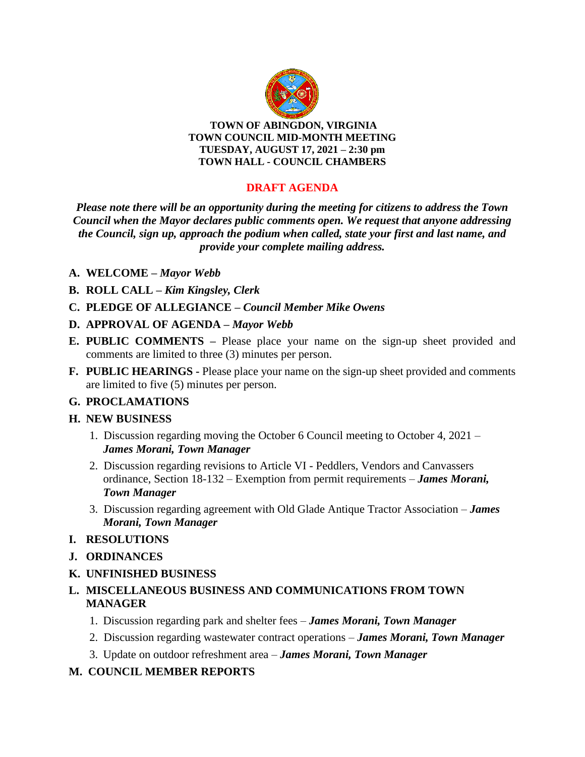**TOWN OF ABINGDON, VIRGINIA**
**TOWN COUNCIL MID-MONTH MEETING**
**TUESDAY, AUGUST 17, 2021 – 2:30 pm**
**TOWN HALL - COUNCIL CHAMBERS**

## DRAFT AGENDA

***Please note there will be an opportunity during the meeting for citizens to address the Town Council when the Mayor declares public comments open. We request that anyone addressing the Council, sign up, approach the podium when called, state your first and last name, and provide your complete mailing address.***

**A. WELCOME –** ***Mayor Webb***

**B. ROLL CALL –** ***Kim Kingsley, Clerk***

**C. PLEDGE OF ALLEGIANCE –** ***Council Member Mike Owens***

**D. APPROVAL OF AGENDA –** ***Mayor Webb***

**E. PUBLIC COMMENTS –** Please place your name on the sign-up sheet provided and comments are limited to three (3) minutes per person.

**F. PUBLIC HEARINGS -** Please place your name on the sign-up sheet provided and comments are limited to five (5) minutes per person.

**G. PROCLAMATIONS**

**H. NEW BUSINESS**

1. Discussion regarding moving the October 6 Council meeting to October 4, 2021 – ***James Morani, Town Manager***
2. Discussion regarding revisions to Article VI - Peddlers, Vendors and Canvassers ordinance, Section 18-132 – Exemption from permit requirements – ***James Morani, Town Manager***
3. Discussion regarding agreement with Old Glade Antique Tractor Association – ***James Morani, Town Manager***

**I. RESOLUTIONS**

**J. ORDINANCES**

**K. UNFINISHED BUSINESS**

**L. MISCELLANEOUS BUSINESS AND COMMUNICATIONS FROM TOWN MANAGER**

1. Discussion regarding park and shelter fees – ***James Morani, Town Manager***
2. Discussion regarding wastewater contract operations – ***James Morani, Town Manager***
3. Update on outdoor refreshment area – ***James Morani, Town Manager***

**M. COUNCIL MEMBER REPORTS**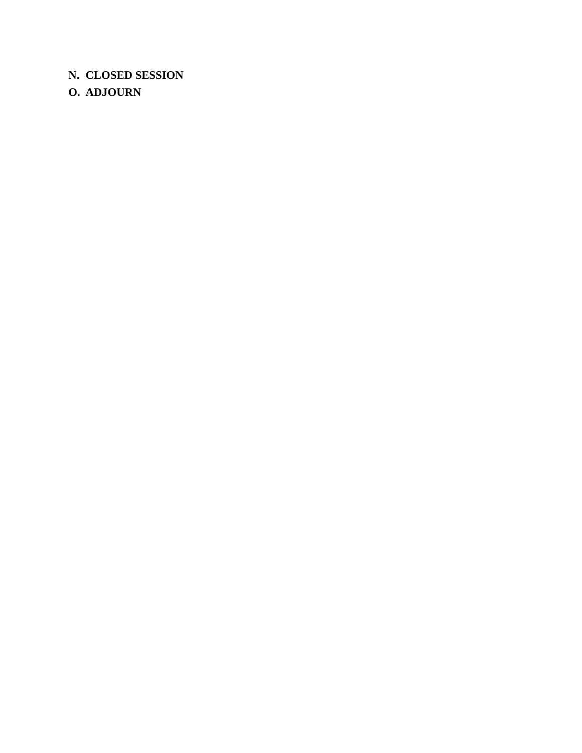**N. CLOSED SESSION**

**O. ADJOURN**